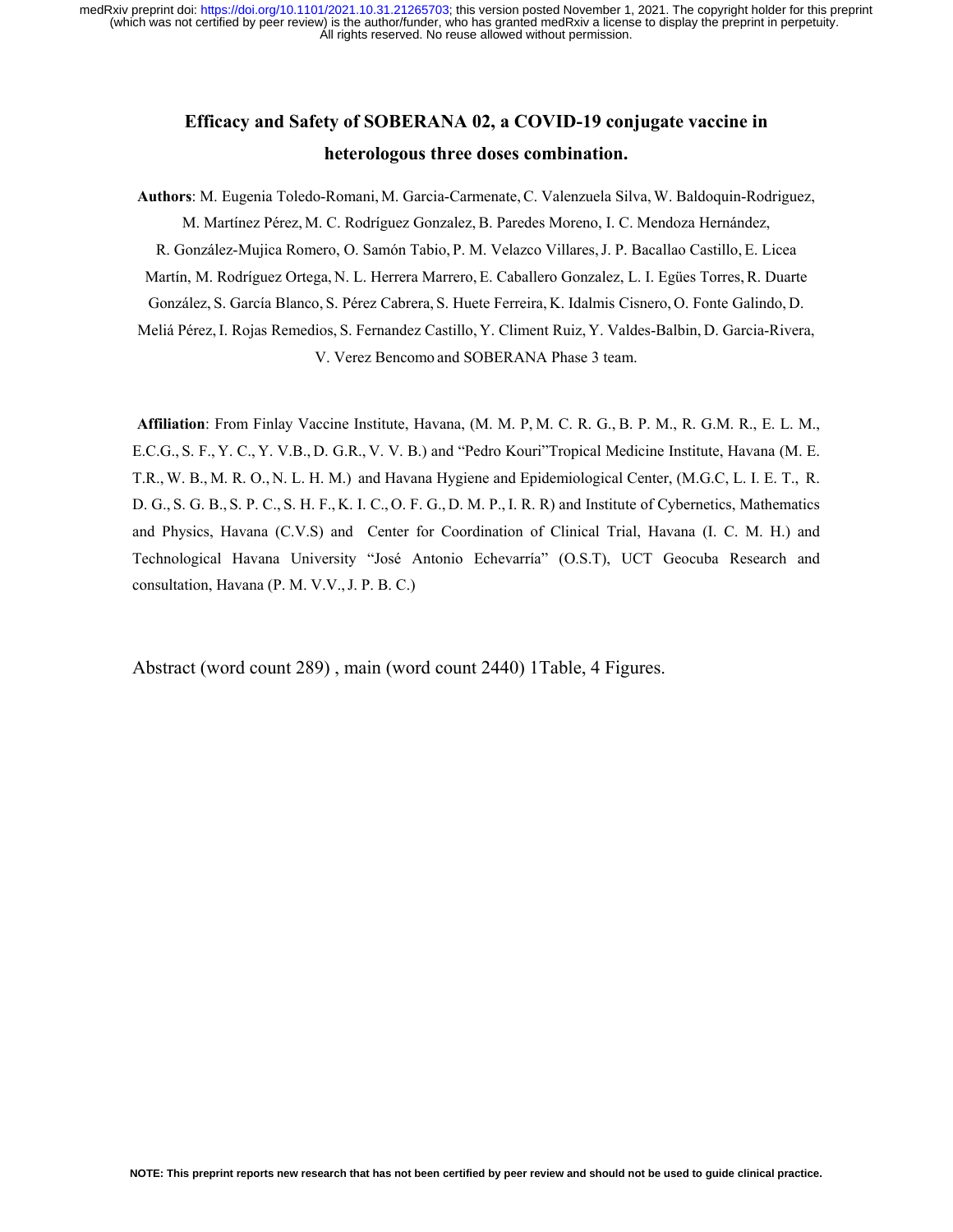# Efficacy and Safety of SOBERANA 02, a COVID-19 conjugate vaccine in heterologous three doses combination.

**Authors**: M. Eugenia Toledo-Romani, M. Garcia-Carmenate, C. Valenzuela Silva, W. Baldoquin-Rodriguez, M. Martínez Pérez, M. C. Rodríguez Gonzalez, B. Paredes Moreno, I. C. Mendoza Hernández, R. González-Mujica Romero, O. Samón Tabio, P. M. Velazco Villares, J. P. Bacallao Castillo, E. Licea Martín, M. Rodríguez Ortega, N. L. Herrera Marrero, E. Caballero Gonzalez, L. I. Egües Torres, R. Duarte González, S. García Blanco, S. Pérez Cabrera, S. Huete Ferreira, K. Idalmis Cisnero, O. Fonte Galindo, D. Meliá Pérez, I. Rojas Remedios, S. Fernandez Castillo, Y. Climent Ruiz, Y. Valdes-Balbin, D. Garcia-Rivera, V. Verez Bencomo and SOBERANA Phase 3 team.

**Affiliation**: From Finlay Vaccine Institute, Havana, (M. M. P, M. C. R. G., B. P. M., R. G.M. R., E. L. M., E.C.G., S. F., Y. C., Y. V.B., D. G.R., V. V. B.) and "Pedro Kouri"Tropical Medicine Institute, Havana (M. E. T.R., W. B., M. R. O., N. L. H. M.) and Havana Hygiene and Epidemiological Center, (M.G.C, L. I. E. T., R. D. G., S. G. B., S. P. C., S. H. F., K. I. C., O. F. G., D. M. P., I. R. R) and Institute of Cybernetics, Mathematics and Physics, Havana (C.V.S) and Center for Coordination of Clinical Trial, Havana (I. C. M. H.) and Technological Havana University "José Antonio Echevarría" (O.S.T), UCT Geocuba Research and consultation, Havana (P. M. V.V., J. P. B. C.)

Abstract (word count 289) , main (word count 2440) 1Table, 4 Figures.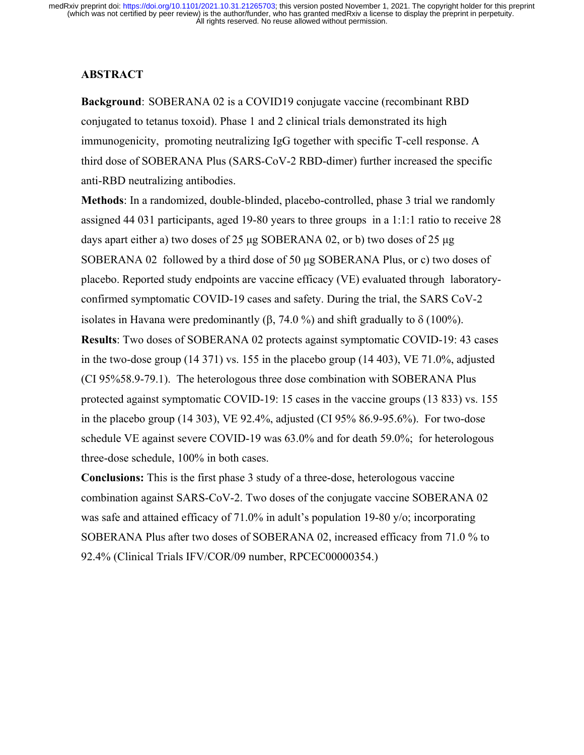## ABSTRACT

**Background**: SOBERANA 02 is a COVID19 conjugate vaccine (recombinant RBD conjugated to tetanus toxoid). Phase 1 and 2 clinical trials demonstrated its high immunogenicity, promoting neutralizing IgG together with specific T-cell response. A third dose of SOBERANA Plus (SARS-CoV-2 RBD-dimer) further increased the specific anti-RBD neutralizing antibodies.

**Methods**: In a randomized, double-blinded, placebo-controlled, phase 3 trial we randomly assigned 44 031 participants, aged 19-80 years to three groups in a 1:1:1 ratio to receive 28 days apart either a) two doses of 25 μg SOBERANA 02, or b) two doses of 25 μg SOBERANA 02 followed by a third dose of 50 μg SOBERANA Plus, or c) two doses of placebo. Reported study endpoints are vaccine efficacy (VE) evaluated through laboratory-confirmed symptomatic COVID-19 cases and safety. During the trial, the SARS CoV-2 isolates in Havana were predominantly (β, 74.0 %) and shift gradually to δ (100%).

**Results**: Two doses of SOBERANA 02 protects against symptomatic COVID-19: 43 cases in the two-dose group (14 371) vs. 155 in the placebo group (14 403), VE 71.0%, adjusted (CI 95%58.9-79.1). The heterologous three dose combination with SOBERANA Plus protected against symptomatic COVID-19: 15 cases in the vaccine groups (13 833) vs. 155 in the placebo group (14 303), VE 92.4%, adjusted (CI 95% 86.9-95.6%). For two-dose schedule VE against severe COVID-19 was 63.0% and for death 59.0%; for heterologous three-dose schedule, 100% in both cases.

**Conclusions:** This is the first phase 3 study of a three-dose, heterologous vaccine combination against SARS-CoV-2. Two doses of the conjugate vaccine SOBERANA 02 was safe and attained efficacy of 71.0% in adult's population 19-80 y/o; incorporating SOBERANA Plus after two doses of SOBERANA 02, increased efficacy from 71.0 % to 92.4% (Clinical Trials IFV/COR/09 number, RPCEC00000354.)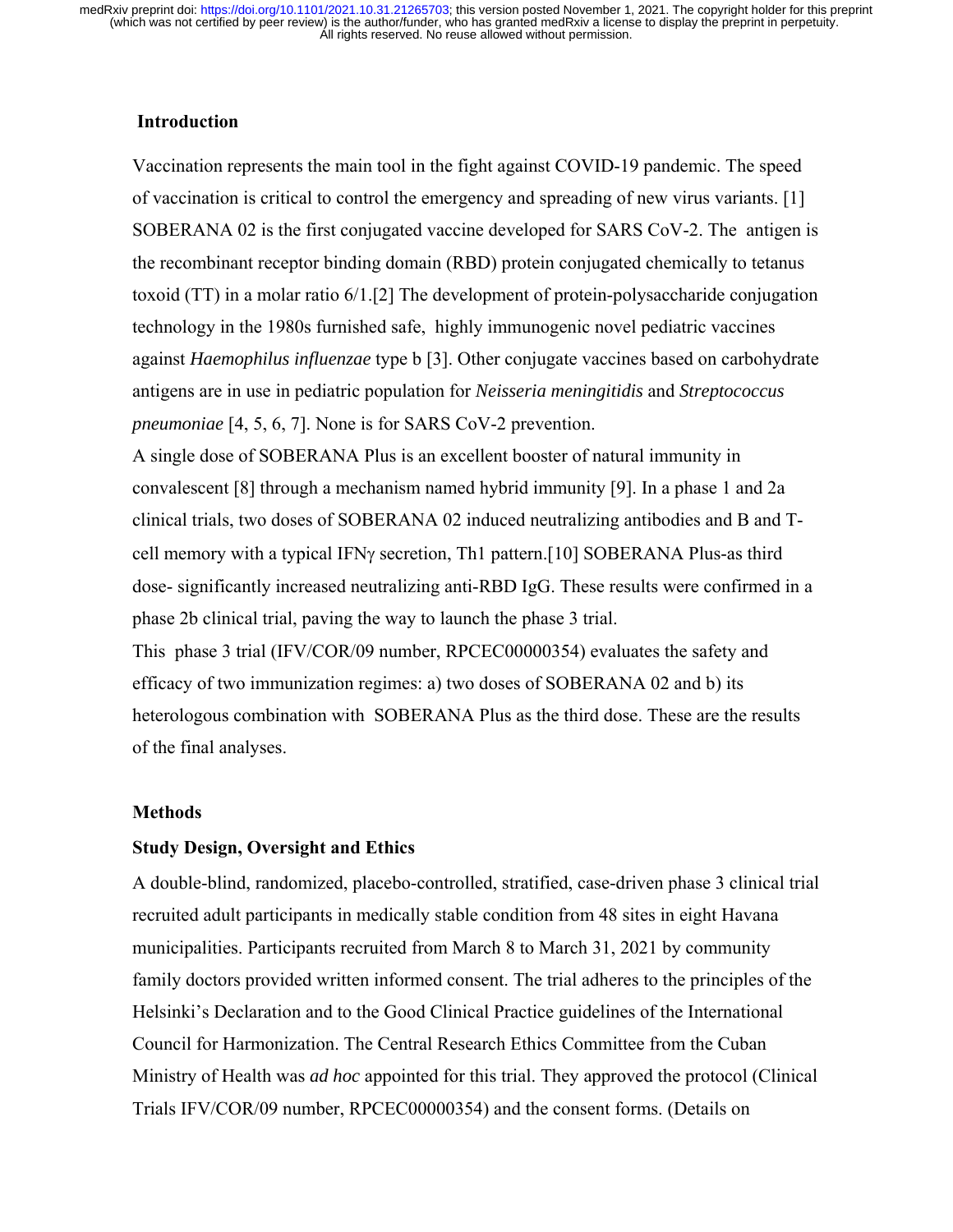## Introduction

Vaccination represents the main tool in the fight against COVID-19 pandemic. The speed of vaccination is critical to control the emergency and spreading of new virus variants. [1] SOBERANA 02 is the first conjugated vaccine developed for SARS CoV-2. The antigen is the recombinant receptor binding domain (RBD) protein conjugated chemically to tetanus toxoid (TT) in a molar ratio 6/1.[2] The development of protein-polysaccharide conjugation technology in the 1980s furnished safe, highly immunogenic novel pediatric vaccines against *Haemophilus influenzae* type b [3]. Other conjugate vaccines based on carbohydrate antigens are in use in pediatric population for *Neisseria meningitidis* and *Streptococcus pneumoniae* [4, 5, 6, 7]. None is for SARS CoV-2 prevention.

A single dose of SOBERANA Plus is an excellent booster of natural immunity in convalescent [8] through a mechanism named hybrid immunity [9]. In a phase 1 and 2a clinical trials, two doses of SOBERANA 02 induced neutralizing antibodies and B and T-cell memory with a typical IFNγ secretion, Th1 pattern.[10] SOBERANA Plus-as third dose- significantly increased neutralizing anti-RBD IgG. These results were confirmed in a phase 2b clinical trial, paving the way to launch the phase 3 trial.

This phase 3 trial (IFV/COR/09 number, RPCEC00000354) evaluates the safety and efficacy of two immunization regimes: a) two doses of SOBERANA 02 and b) its heterologous combination with SOBERANA Plus as the third dose. These are the results of the final analyses.

## Methods

### Study Design, Oversight and Ethics

A double-blind, randomized, placebo-controlled, stratified, case-driven phase 3 clinical trial recruited adult participants in medically stable condition from 48 sites in eight Havana municipalities. Participants recruited from March 8 to March 31, 2021 by community family doctors provided written informed consent. The trial adheres to the principles of the Helsinki's Declaration and to the Good Clinical Practice guidelines of the International Council for Harmonization. The Central Research Ethics Committee from the Cuban Ministry of Health was *ad hoc* appointed for this trial. They approved the protocol (Clinical Trials IFV/COR/09 number, RPCEC00000354) and the consent forms. (Details on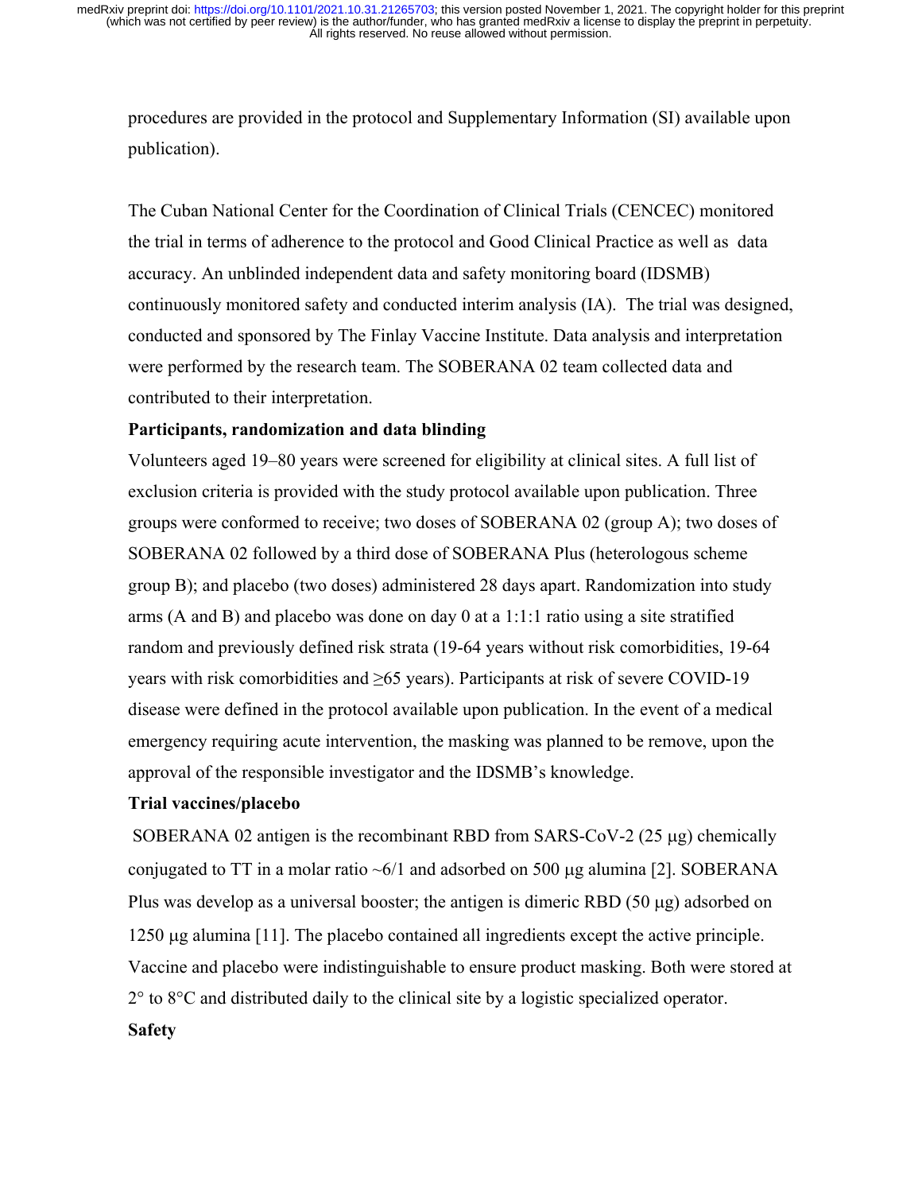procedures are provided in the protocol and Supplementary Information (SI) available upon publication).

The Cuban National Center for the Coordination of Clinical Trials (CENCEC) monitored the trial in terms of adherence to the protocol and Good Clinical Practice as well as data accuracy. An unblinded independent data and safety monitoring board (IDSMB) continuously monitored safety and conducted interim analysis (IA). The trial was designed, conducted and sponsored by The Finlay Vaccine Institute. Data analysis and interpretation were performed by the research team. The SOBERANA 02 team collected data and contributed to their interpretation.

**Participants, randomization and data blinding**

Volunteers aged 19–80 years were screened for eligibility at clinical sites. A full list of exclusion criteria is provided with the study protocol available upon publication. Three groups were conformed to receive; two doses of SOBERANA 02 (group A); two doses of SOBERANA 02 followed by a third dose of SOBERANA Plus (heterologous scheme group B); and placebo (two doses) administered 28 days apart. Randomization into study arms (A and B) and placebo was done on day 0 at a 1:1:1 ratio using a site stratified random and previously defined risk strata (19-64 years without risk comorbidities, 19-64 years with risk comorbidities and ≥65 years). Participants at risk of severe COVID-19 disease were defined in the protocol available upon publication. In the event of a medical emergency requiring acute intervention, the masking was planned to be remove, upon the approval of the responsible investigator and the IDSMB's knowledge.

**Trial vaccines/placebo**

SOBERANA 02 antigen is the recombinant RBD from SARS-CoV-2 (25 μg) chemically conjugated to TT in a molar ratio ~6/1 and adsorbed on 500 μg alumina [2]. SOBERANA Plus was develop as a universal booster; the antigen is dimeric RBD (50 μg) adsorbed on 1250 μg alumina [11]. The placebo contained all ingredients except the active principle. Vaccine and placebo were indistinguishable to ensure product masking. Both were stored at 2° to 8°C and distributed daily to the clinical site by a logistic specialized operator.

**Safety**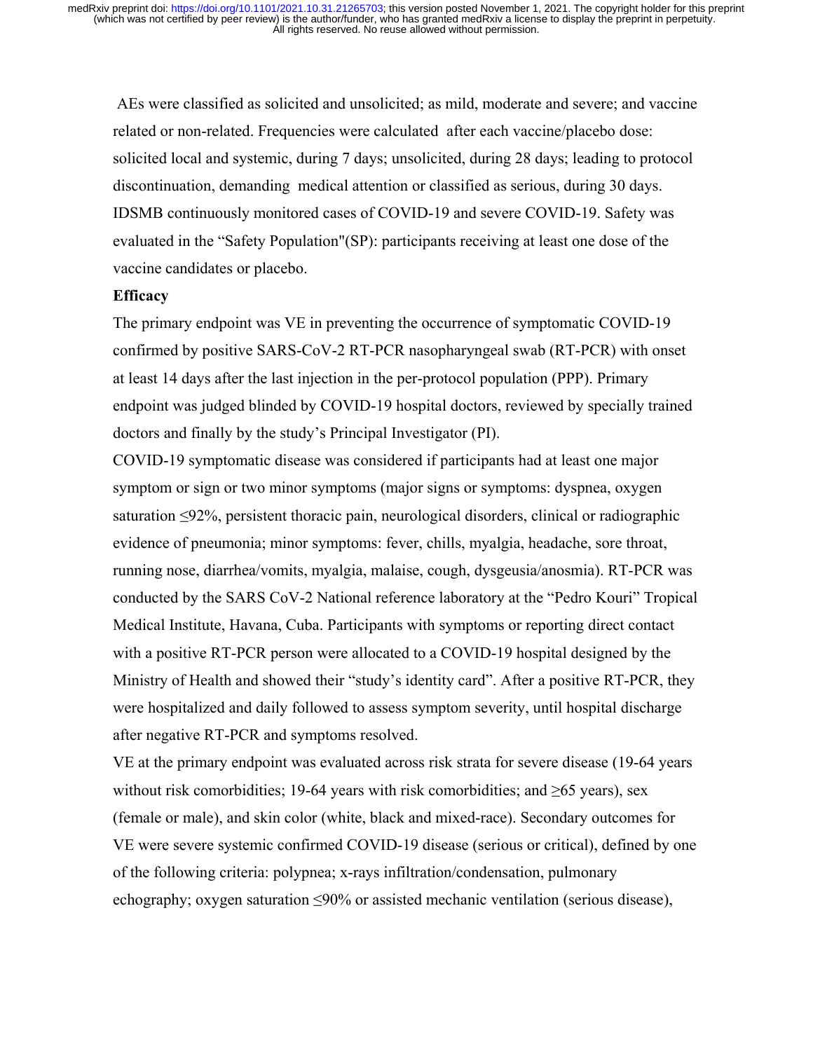AEs were classified as solicited and unsolicited; as mild, moderate and severe; and vaccine related or non-related. Frequencies were calculated after each vaccine/placebo dose: solicited local and systemic, during 7 days; unsolicited, during 28 days; leading to protocol discontinuation, demanding medical attention or classified as serious, during 30 days. IDSMB continuously monitored cases of COVID-19 and severe COVID-19. Safety was evaluated in the "Safety Population"(SP): participants receiving at least one dose of the vaccine candidates or placebo.

**Efficacy**

The primary endpoint was VE in preventing the occurrence of symptomatic COVID-19 confirmed by positive SARS-CoV-2 RT-PCR nasopharyngeal swab (RT-PCR) with onset at least 14 days after the last injection in the per-protocol population (PPP). Primary endpoint was judged blinded by COVID-19 hospital doctors, reviewed by specially trained doctors and finally by the study's Principal Investigator (PI).

COVID-19 symptomatic disease was considered if participants had at least one major symptom or sign or two minor symptoms (major signs or symptoms: dyspnea, oxygen saturation ≤92%, persistent thoracic pain, neurological disorders, clinical or radiographic evidence of pneumonia; minor symptoms: fever, chills, myalgia, headache, sore throat, running nose, diarrhea/vomits, myalgia, malaise, cough, dysgeusia/anosmia). RT-PCR was conducted by the SARS CoV-2 National reference laboratory at the "Pedro Kouri" Tropical Medical Institute, Havana, Cuba. Participants with symptoms or reporting direct contact with a positive RT-PCR person were allocated to a COVID-19 hospital designed by the Ministry of Health and showed their "study's identity card". After a positive RT-PCR, they were hospitalized and daily followed to assess symptom severity, until hospital discharge after negative RT-PCR and symptoms resolved.

VE at the primary endpoint was evaluated across risk strata for severe disease (19-64 years without risk comorbidities; 19-64 years with risk comorbidities; and ≥65 years), sex (female or male), and skin color (white, black and mixed-race). Secondary outcomes for VE were severe systemic confirmed COVID-19 disease (serious or critical), defined by one of the following criteria: polypnea; x-rays infiltration/condensation, pulmonary echography; oxygen saturation ≤90% or assisted mechanic ventilation (serious disease),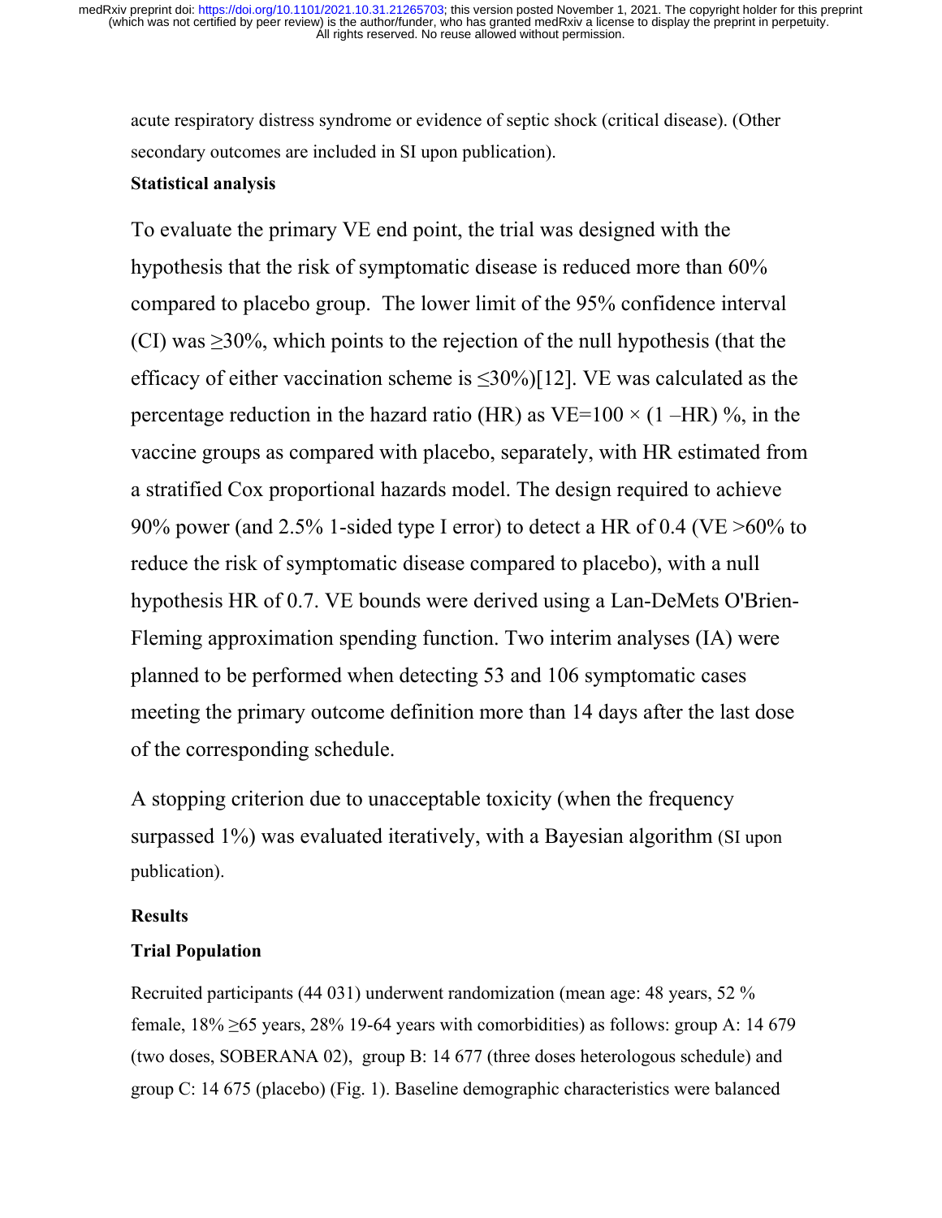acute respiratory distress syndrome or evidence of septic shock (critical disease). (Other secondary outcomes are included in SI upon publication).

**Statistical analysis**

To evaluate the primary VE end point, the trial was designed with the hypothesis that the risk of symptomatic disease is reduced more than 60% compared to placebo group. The lower limit of the 95% confidence interval (CI) was ≥30%, which points to the rejection of the null hypothesis (that the efficacy of either vaccination scheme is ≤30%)[12]. VE was calculated as the percentage reduction in the hazard ratio (HR) as VE=100 × (1 –HR) %, in the vaccine groups as compared with placebo, separately, with HR estimated from a stratified Cox proportional hazards model. The design required to achieve 90% power (and 2.5% 1-sided type I error) to detect a HR of 0.4 (VE >60% to reduce the risk of symptomatic disease compared to placebo), with a null hypothesis HR of 0.7. VE bounds were derived using a Lan-DeMets O'Brien-Fleming approximation spending function. Two interim analyses (IA) were planned to be performed when detecting 53 and 106 symptomatic cases meeting the primary outcome definition more than 14 days after the last dose of the corresponding schedule.

A stopping criterion due to unacceptable toxicity (when the frequency surpassed 1%) was evaluated iteratively, with a Bayesian algorithm (SI upon publication).

**Results**

**Trial Population**

Recruited participants (44 031) underwent randomization (mean age: 48 years, 52 % female, 18% ≥65 years, 28% 19-64 years with comorbidities) as follows: group A: 14 679 (two doses, SOBERANA 02), group B: 14 677 (three doses heterologous schedule) and group C: 14 675 (placebo) (Fig. 1). Baseline demographic characteristics were balanced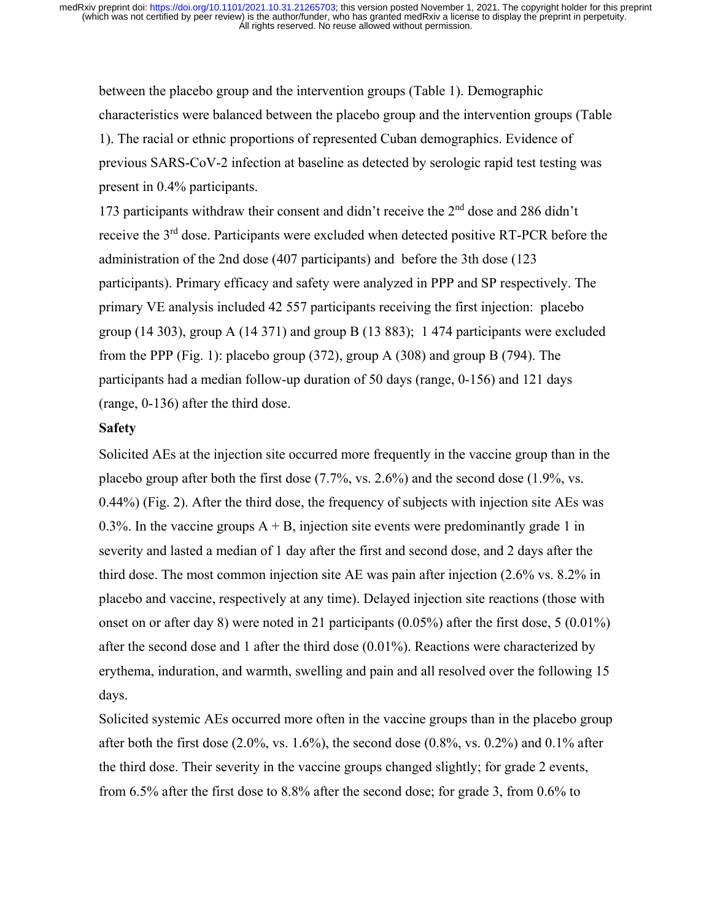between the placebo group and the intervention groups (Table 1). Demographic characteristics were balanced between the placebo group and the intervention groups (Table 1). The racial or ethnic proportions of represented Cuban demographics. Evidence of previous SARS-CoV-2 infection at baseline as detected by serologic rapid test testing was present in 0.4% participants.

173 participants withdraw their consent and didn't receive the 2nd dose and 286 didn't receive the 3rd dose. Participants were excluded when detected positive RT-PCR before the administration of the 2nd dose (407 participants) and before the 3th dose (123 participants). Primary efficacy and safety were analyzed in PPP and SP respectively. The primary VE analysis included 42 557 participants receiving the first injection: placebo group (14 303), group A (14 371) and group B (13 883); 1 474 participants were excluded from the PPP (Fig. 1): placebo group (372), group A (308) and group B (794). The participants had a median follow-up duration of 50 days (range, 0-156) and 121 days (range, 0-136) after the third dose.

**Safety**

Solicited AEs at the injection site occurred more frequently in the vaccine group than in the placebo group after both the first dose (7.7%, vs. 2.6%) and the second dose (1.9%, vs. 0.44%) (Fig. 2). After the third dose, the frequency of subjects with injection site AEs was 0.3%. In the vaccine groups A + B, injection site events were predominantly grade 1 in severity and lasted a median of 1 day after the first and second dose, and 2 days after the third dose. The most common injection site AE was pain after injection (2.6% vs. 8.2% in placebo and vaccine, respectively at any time). Delayed injection site reactions (those with onset on or after day 8) were noted in 21 participants (0.05%) after the first dose, 5 (0.01%) after the second dose and 1 after the third dose (0.01%). Reactions were characterized by erythema, induration, and warmth, swelling and pain and all resolved over the following 15 days.

Solicited systemic AEs occurred more often in the vaccine groups than in the placebo group after both the first dose (2.0%, vs. 1.6%), the second dose (0.8%, vs. 0.2%) and 0.1% after the third dose. Their severity in the vaccine groups changed slightly; for grade 2 events, from 6.5% after the first dose to 8.8% after the second dose; for grade 3, from 0.6% to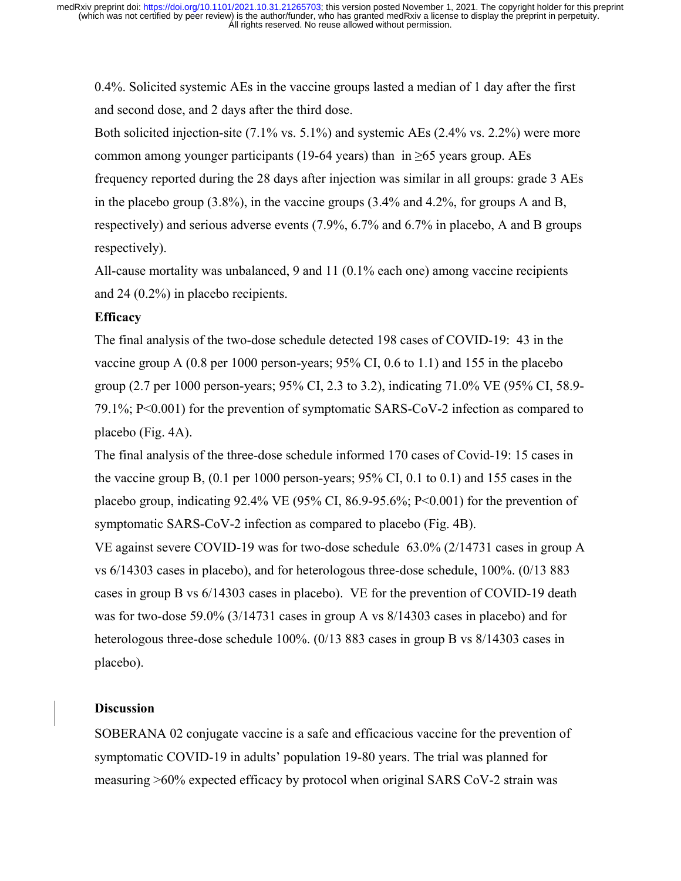0.4%. Solicited systemic AEs in the vaccine groups lasted a median of 1 day after the first and second dose, and 2 days after the third dose.

Both solicited injection-site (7.1% vs. 5.1%) and systemic AEs (2.4% vs. 2.2%) were more common among younger participants (19-64 years) than in ≥65 years group. AEs frequency reported during the 28 days after injection was similar in all groups: grade 3 AEs in the placebo group (3.8%), in the vaccine groups (3.4% and 4.2%, for groups A and B, respectively) and serious adverse events (7.9%, 6.7% and 6.7% in placebo, A and B groups respectively).

All-cause mortality was unbalanced, 9 and 11 (0.1% each one) among vaccine recipients and 24 (0.2%) in placebo recipients.

**Efficacy**

The final analysis of the two-dose schedule detected 198 cases of COVID-19: 43 in the vaccine group A (0.8 per 1000 person-years; 95% CI, 0.6 to 1.1) and 155 in the placebo group (2.7 per 1000 person-years; 95% CI, 2.3 to 3.2), indicating 71.0% VE (95% CI, 58.9-79.1%; P<0.001) for the prevention of symptomatic SARS-CoV-2 infection as compared to placebo (Fig. 4A).

The final analysis of the three-dose schedule informed 170 cases of Covid-19: 15 cases in the vaccine group B, (0.1 per 1000 person-years; 95% CI, 0.1 to 0.1) and 155 cases in the placebo group, indicating 92.4% VE (95% CI, 86.9-95.6%; P<0.001) for the prevention of symptomatic SARS-CoV-2 infection as compared to placebo (Fig. 4B).

VE against severe COVID-19 was for two-dose schedule 63.0% (2/14731 cases in group A vs 6/14303 cases in placebo), and for heterologous three-dose schedule, 100%. (0/13 883 cases in group B vs 6/14303 cases in placebo). VE for the prevention of COVID-19 death was for two-dose 59.0% (3/14731 cases in group A vs 8/14303 cases in placebo) and for heterologous three-dose schedule 100%. (0/13 883 cases in group B vs 8/14303 cases in placebo).

## Discussion

SOBERANA 02 conjugate vaccine is a safe and efficacious vaccine for the prevention of symptomatic COVID-19 in adults' population 19-80 years. The trial was planned for measuring >60% expected efficacy by protocol when original SARS CoV-2 strain was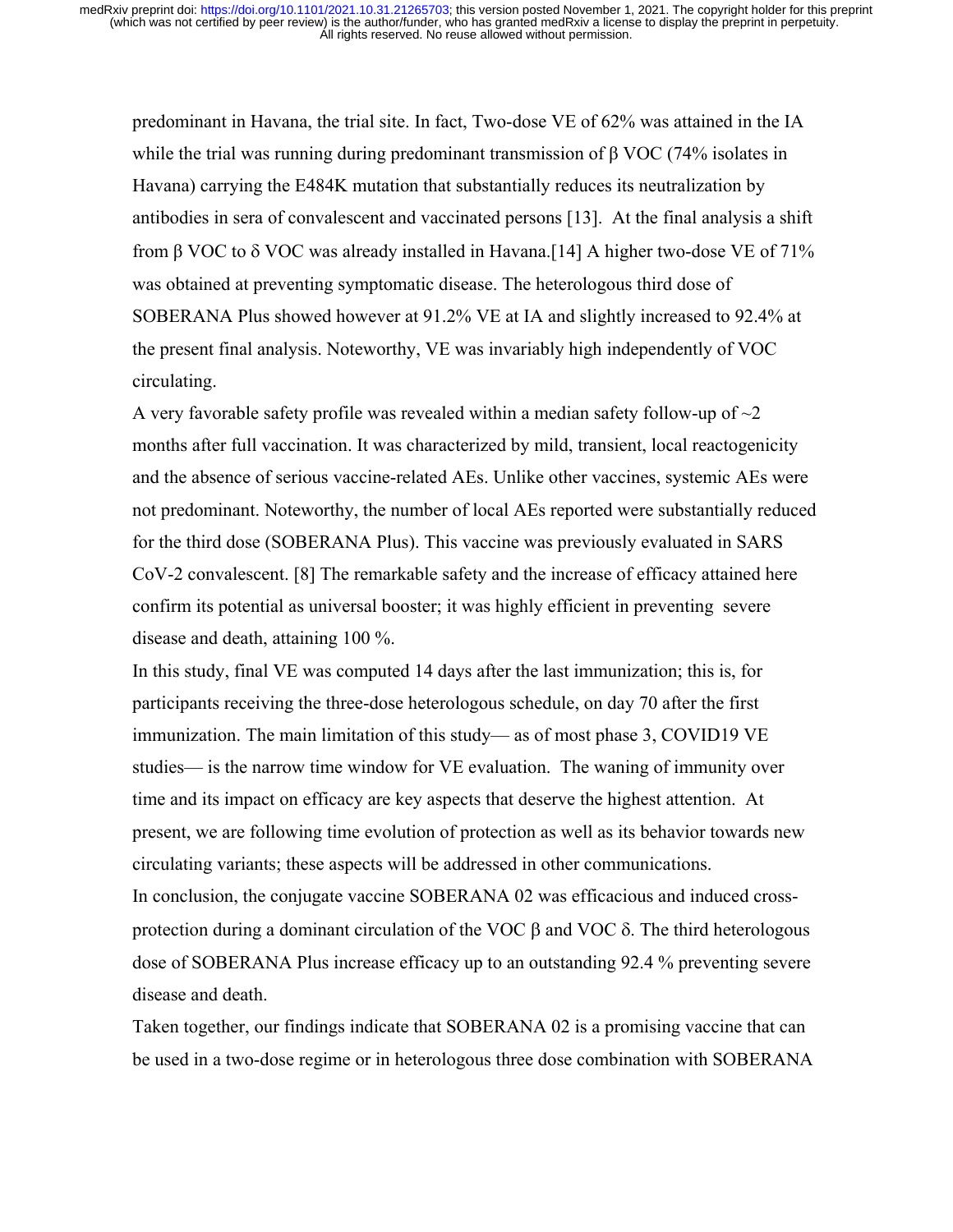predominant in Havana, the trial site. In fact, Two-dose VE of 62% was attained in the IA while the trial was running during predominant transmission of β VOC (74% isolates in Havana) carrying the E484K mutation that substantially reduces its neutralization by antibodies in sera of convalescent and vaccinated persons [13]. At the final analysis a shift from β VOC to δ VOC was already installed in Havana.[14] A higher two-dose VE of 71% was obtained at preventing symptomatic disease. The heterologous third dose of SOBERANA Plus showed however at 91.2% VE at IA and slightly increased to 92.4% at the present final analysis. Noteworthy, VE was invariably high independently of VOC circulating.

A very favorable safety profile was revealed within a median safety follow-up of ~2 months after full vaccination. It was characterized by mild, transient, local reactogenicity and the absence of serious vaccine-related AEs. Unlike other vaccines, systemic AEs were not predominant. Noteworthy, the number of local AEs reported were substantially reduced for the third dose (SOBERANA Plus). This vaccine was previously evaluated in SARS CoV-2 convalescent. [8] The remarkable safety and the increase of efficacy attained here confirm its potential as universal booster; it was highly efficient in preventing severe disease and death, attaining 100 %.

In this study, final VE was computed 14 days after the last immunization; this is, for participants receiving the three-dose heterologous schedule, on day 70 after the first immunization. The main limitation of this study— as of most phase 3, COVID19 VE studies— is the narrow time window for VE evaluation. The waning of immunity over time and its impact on efficacy are key aspects that deserve the highest attention. At present, we are following time evolution of protection as well as its behavior towards new circulating variants; these aspects will be addressed in other communications.

In conclusion, the conjugate vaccine SOBERANA 02 was efficacious and induced cross-protection during a dominant circulation of the VOC β and VOC δ. The third heterologous dose of SOBERANA Plus increase efficacy up to an outstanding 92.4 % preventing severe disease and death.

Taken together, our findings indicate that SOBERANA 02 is a promising vaccine that can be used in a two-dose regime or in heterologous three dose combination with SOBERANA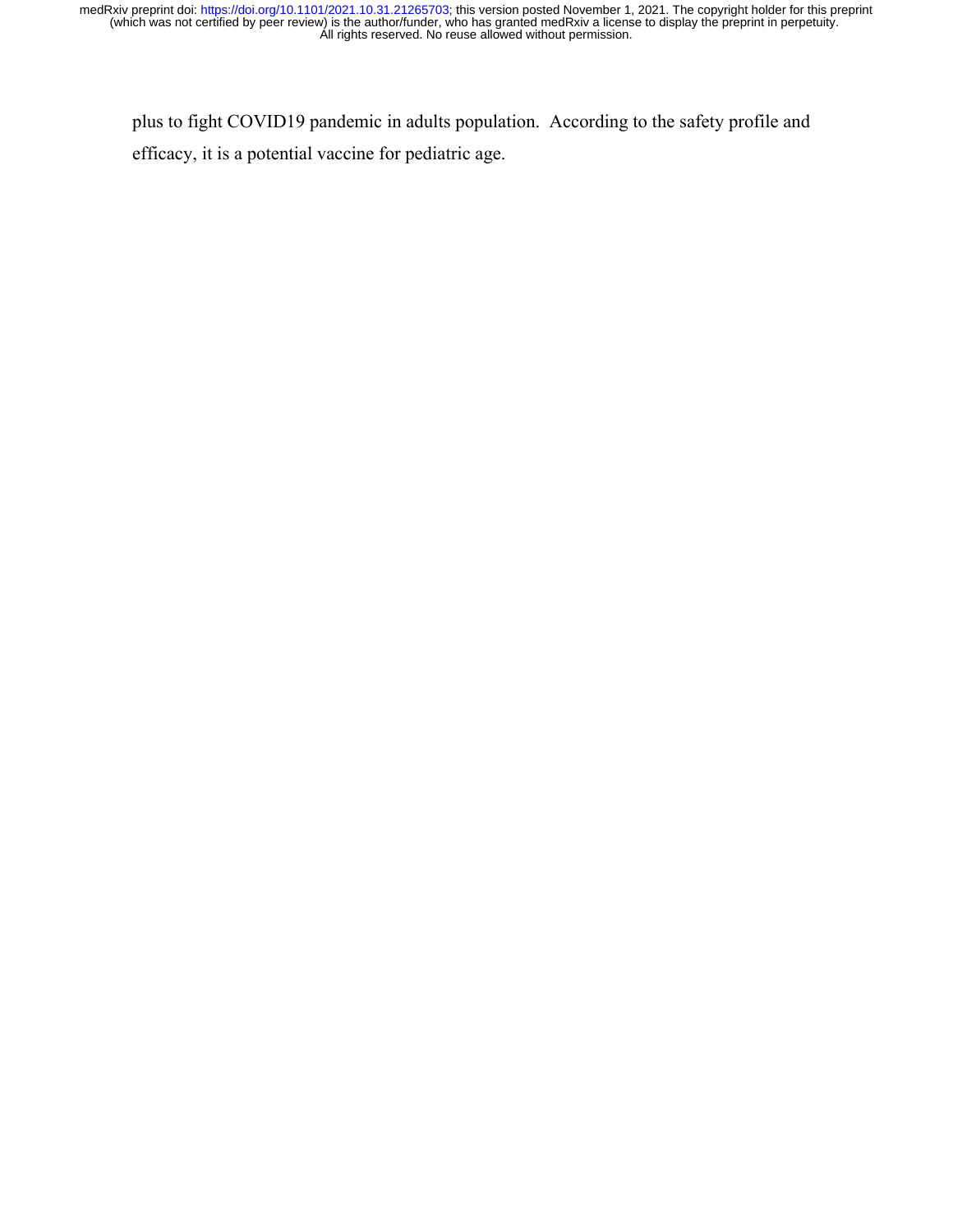plus to fight COVID19 pandemic in adults population. According to the safety profile and efficacy, it is a potential vaccine for pediatric age.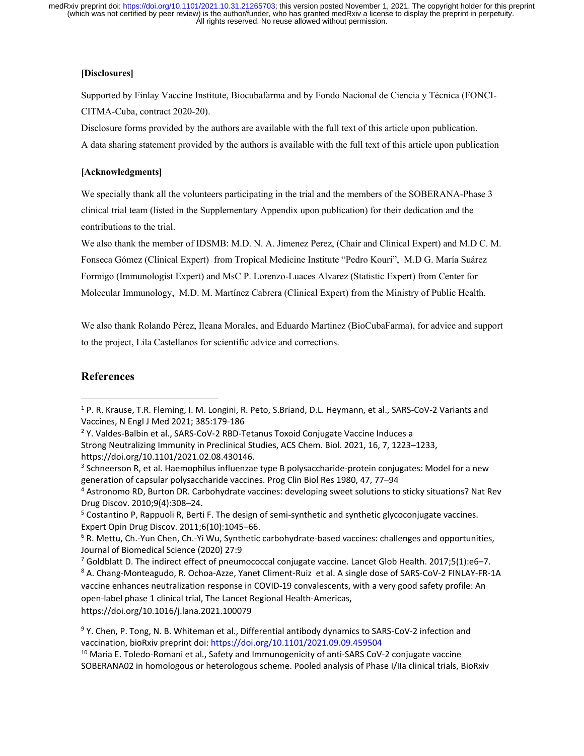**[Disclosures]**

Supported by Finlay Vaccine Institute, Biocubafarma and by Fondo Nacional de Ciencia y Técnica (FONCI-CITMA-Cuba, contract 2020-20).

Disclosure forms provided by the authors are available with the full text of this article upon publication.

A data sharing statement provided by the authors is available with the full text of this article upon publication

**[Acknowledgments]**

We specially thank all the volunteers participating in the trial and the members of the SOBERANA-Phase 3 clinical trial team (listed in the Supplementary Appendix upon publication) for their dedication and the contributions to the trial.

We also thank the member of IDSMB: M.D. N. A. Jimenez Perez, (Chair and Clinical Expert) and M.D C. M. Fonseca Gómez (Clinical Expert) from Tropical Medicine Institute "Pedro Kouri", M.D G. María Suárez Formigo (Immunologist Expert) and MsC P. Lorenzo-Luaces Alvarez (Statistic Expert) from Center for Molecular Immunology, M.D. M. Martínez Cabrera (Clinical Expert) from the Ministry of Public Health.

We also thank Rolando Pérez, Ileana Morales, and Eduardo Martinez (BioCubaFarma), for advice and support to the project, Lila Castellanos for scientific advice and corrections.

## References

[1] P. R. Krause, T.R. Fleming, I. M. Longini, R. Peto, S.Briand, D.L. Heymann, et al., SARS-CoV-2 Variants and Vaccines, N Engl J Med 2021; 385:179-186

[2] Y. Valdes-Balbin et al., SARS-CoV-2 RBD-Tetanus Toxoid Conjugate Vaccine Induces a Strong Neutralizing Immunity in Preclinical Studies, ACS Chem. Biol. 2021, 16, 7, 1223–1233, https://doi.org/10.1101/2021.02.08.430146.

[3] Schneerson R, et al. Haemophilus influenzae type B polysaccharide-protein conjugates: Model for a new generation of capsular polysaccharide vaccines. Prog Clin Biol Res 1980, 47, 77–94

[4] Astronomo RD, Burton DR. Carbohydrate vaccines: developing sweet solutions to sticky situations? Nat Rev Drug Discov. 2010;9(4):308–24.

[5] Costantino P, Rappuoli R, Berti F. The design of semi-synthetic and synthetic glycoconjugate vaccines. Expert Opin Drug Discov. 2011;6(10):1045–66.

[6] R. Mettu, Ch.-Yun Chen, Ch.-Yi Wu, Synthetic carbohydrate-based vaccines: challenges and opportunities, Journal of Biomedical Science (2020) 27:9

[7] Goldblatt D. The indirect effect of pneumococcal conjugate vaccine. Lancet Glob Health. 2017;5(1):e6–7.

[8] A. Chang-Monteagudo, R. Ochoa-Azze, Yanet Climent-Ruiz et al. A single dose of SARS-CoV-2 FINLAY-FR-1A vaccine enhances neutralization response in COVID-19 convalescents, with a very good safety profile: An open-label phase 1 clinical trial, The Lancet Regional Health-Americas, https://doi.org/10.1016/j.lana.2021.100079

[9] Y. Chen, P. Tong, N. B. Whiteman et al., Differential antibody dynamics to SARS-CoV-2 infection and vaccination, bioRxiv preprint doi: https://doi.org/10.1101/2021.09.09.459504

[10] Maria E. Toledo-Romani et al., Safety and Immunogenicity of anti-SARS CoV-2 conjugate vaccine SOBERANA02 in homologous or heterologous scheme. Pooled analysis of Phase I/IIa clinical trials, BioRxiv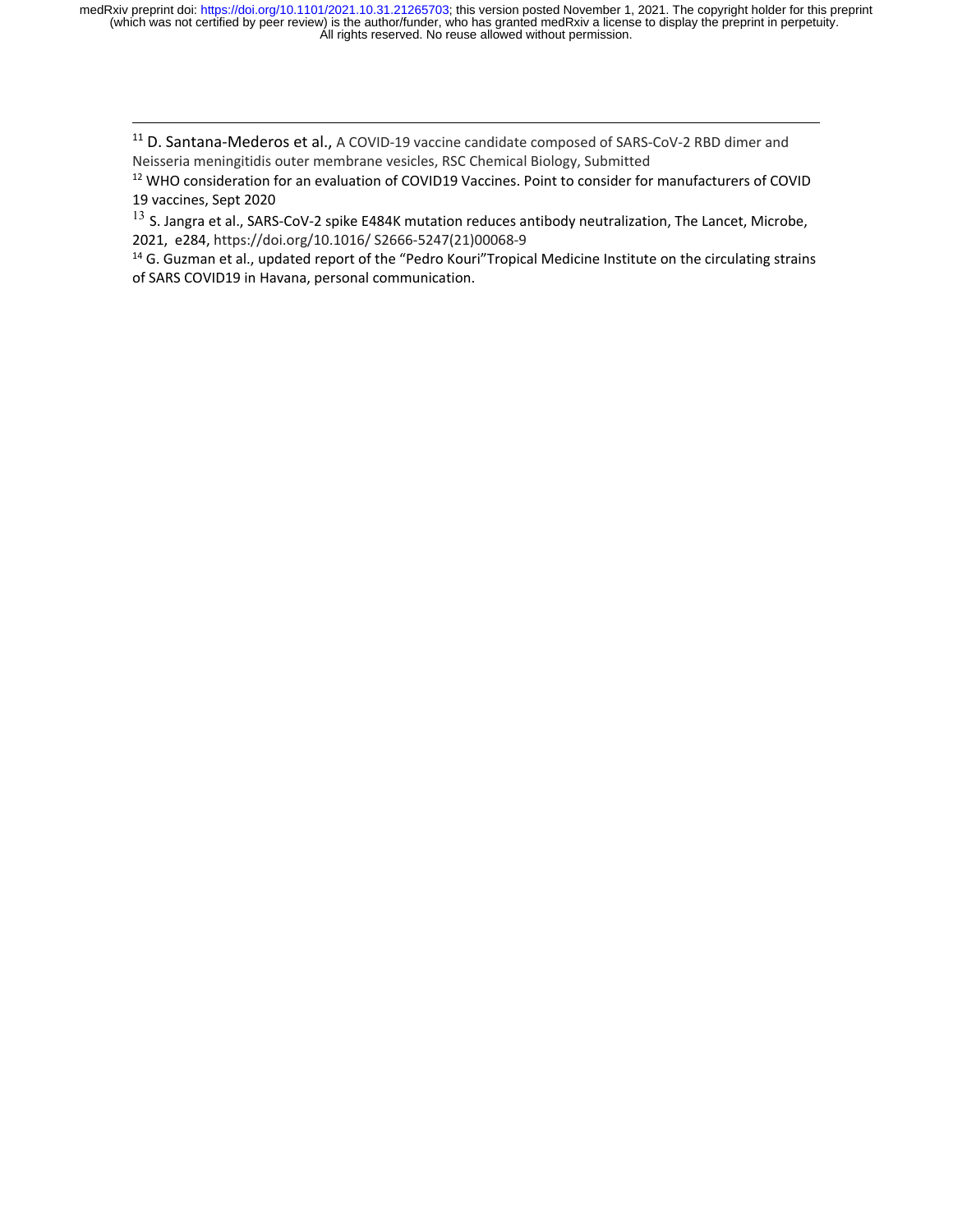[11] D. Santana-Mederos et al., A COVID-19 vaccine candidate composed of SARS-CoV-2 RBD dimer and Neisseria meningitidis outer membrane vesicles, RSC Chemical Biology, Submitted

[12] WHO consideration for an evaluation of COVID19 Vaccines. Point to consider for manufacturers of COVID 19 vaccines, Sept 2020

[13] S. Jangra et al., SARS-CoV-2 spike E484K mutation reduces antibody neutralization, The Lancet, Microbe, 2021, e284, https://doi.org/10.1016/ S2666-5247(21)00068-9

[14] G. Guzman et al., updated report of the "Pedro Kouri"Tropical Medicine Institute on the circulating strains of SARS COVID19 in Havana, personal communication.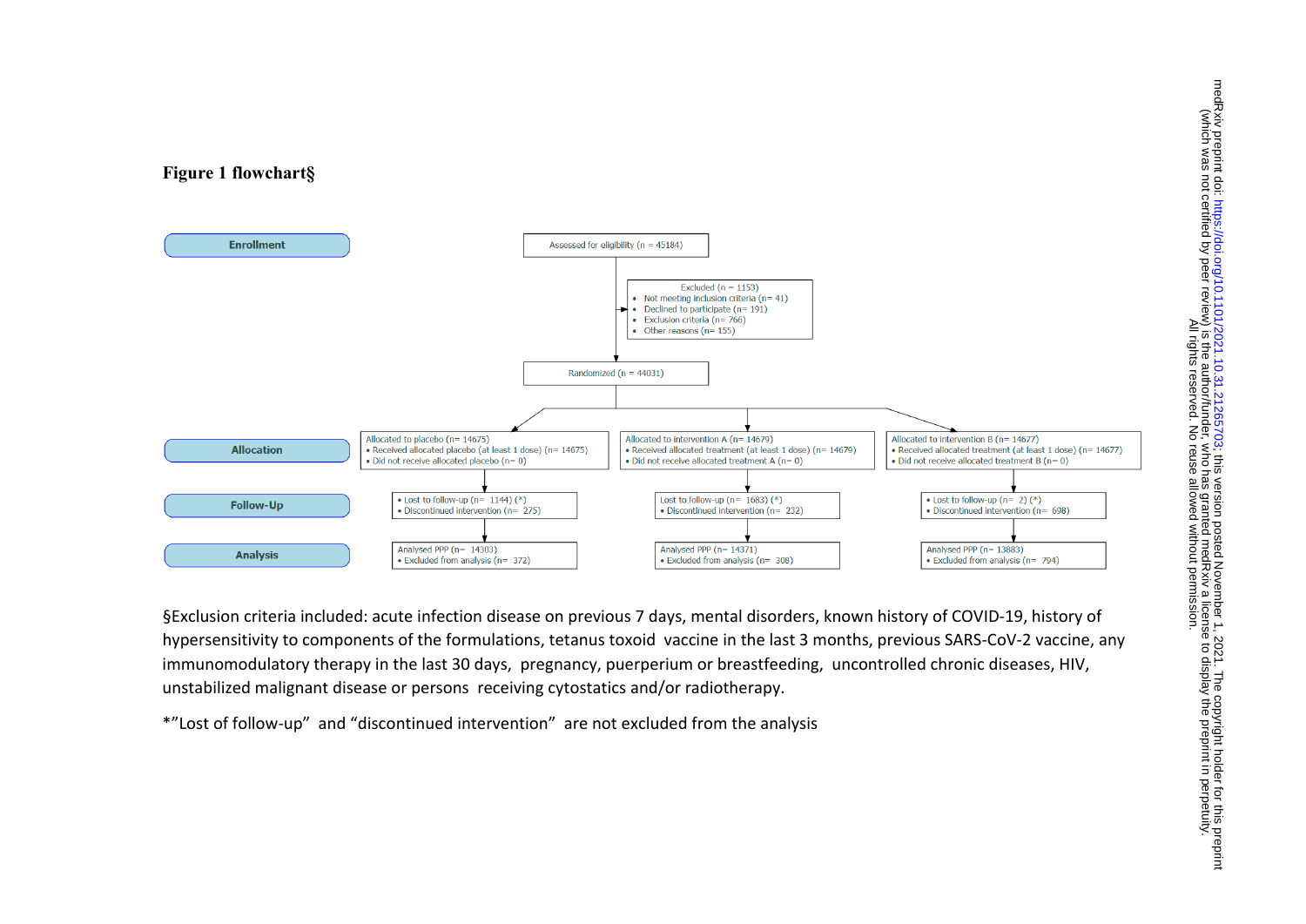**Figure 1 flowchart§**

Enrollment

Assessed for eligibility (n = 45184)

Excluded (n = 1153)
- Not meeting inclusion criteria (n= 41)
- Declined to participate (n= 191)
- Exclusion criteria (n= 766)
- Other reasons (n= 155)

Randomized (n = 44031)

Allocation

Allocated to placebo (n= 14675)
- Received allocated placebo (at least 1 dose) (n= 14675)
- Did not receive allocated placebo (n= 0)

Allocated to intervention A (n= 14679)
- Received allocated treatment (at least 1 dose) (n= 14679)
- Did not receive allocated treatment A (n= 0)

Allocated to intervention B (n= 14677)
- Received allocated treatment (at least 1 dose) (n= 14677)
- Did not receive allocated treatment B (n= 0)

Follow-Up

- Lost to follow-up (n= 1144) (*)
- Discontinued intervention (n= 275)

Lost to follow-up (n= 1683) (*)
- Discontinued intervention (n= 232)

- Lost to follow-up (n= 2) (*)
- Discontinued intervention (n= 698)

Analysis

Analysed PPP (n= 14303)
- Excluded from analysis (n= 372)

Analysed PPP (n= 14371)
- Excluded from analysis (n= 308)

Analysed PPP (n= 13883)
- Excluded from analysis (n= 794)

§Exclusion criteria included: acute infection disease on previous 7 days, mental disorders, known history of COVID-19, history of hypersensitivity to components of the formulations, tetanus toxoid vaccine in the last 3 months, previous SARS-CoV-2 vaccine, any immunomodulatory therapy in the last 30 days, pregnancy, puerperium or breastfeeding, uncontrolled chronic diseases, HIV, unstabilized malignant disease or persons receiving cytostatics and/or radiotherapy.

*"Lost of follow-up" and "discontinued intervention" are not excluded from the analysis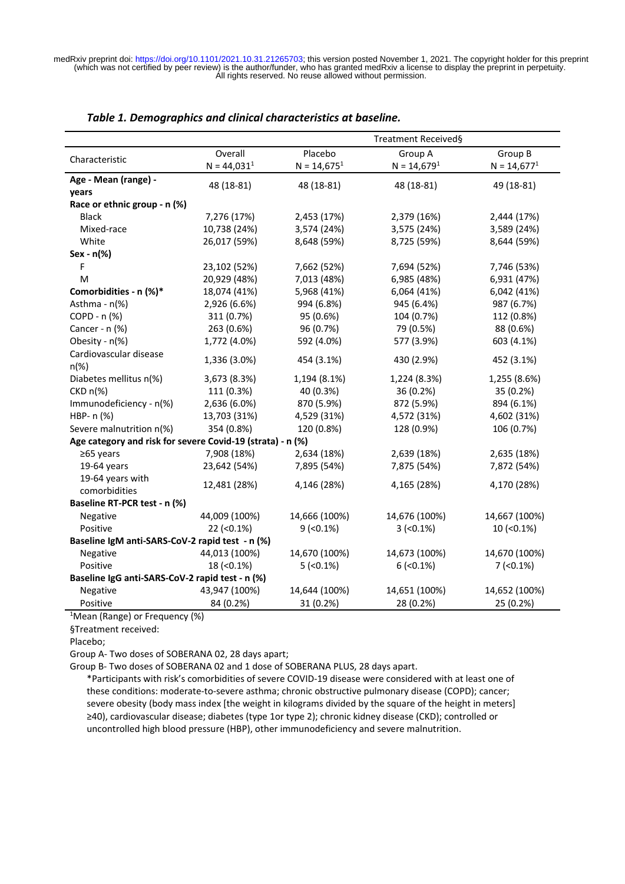*Table 1. Demographics and clinical characteristics at baseline.*

| Characteristic | Overall | Treatment Received§ | | |
|---|---|---|---|---|
| | N = 44,031[1] | Placebo N = 14,675[1] | Group A N = 14,679[1] | Group B N = 14,677[1] |
| **Age - Mean (range) - years** | 48 (18-81) | 48 (18-81) | 48 (18-81) | 49 (18-81) |
| **Race or ethnic group - n (%)** | | | | |
| Black | 7,276 (17%) | 2,453 (17%) | 2,379 (16%) | 2,444 (17%) |
| Mixed-race | 10,738 (24%) | 3,574 (24%) | 3,575 (24%) | 3,589 (24%) |
| White | 26,017 (59%) | 8,648 (59%) | 8,725 (59%) | 8,644 (59%) |
| **Sex - n(%)** | | | | |
| F | 23,102 (52%) | 7,662 (52%) | 7,694 (52%) | 7,746 (53%) |
| M | 20,929 (48%) | 7,013 (48%) | 6,985 (48%) | 6,931 (47%) |
| **Comorbidities - n (%)*** | 18,074 (41%) | 5,968 (41%) | 6,064 (41%) | 6,042 (41%) |
| Asthma - n(%) | 2,926 (6.6%) | 994 (6.8%) | 945 (6.4%) | 987 (6.7%) |
| COPD - n (%) | 311 (0.7%) | 95 (0.6%) | 104 (0.7%) | 112 (0.8%) |
| Cancer - n (%) | 263 (0.6%) | 96 (0.7%) | 79 (0.5%) | 88 (0.6%) |
| Obesity - n(%) | 1,772 (4.0%) | 592 (4.0%) | 577 (3.9%) | 603 (4.1%) |
| Cardiovascular disease n(%) | 1,336 (3.0%) | 454 (3.1%) | 430 (2.9%) | 452 (3.1%) |
| Diabetes mellitus n(%) | 3,673 (8.3%) | 1,194 (8.1%) | 1,224 (8.3%) | 1,255 (8.6%) |
| CKD n(%) | 111 (0.3%) | 40 (0.3%) | 36 (0.2%) | 35 (0.2%) |
| Immunodeficiency - n(%) | 2,636 (6.0%) | 870 (5.9%) | 872 (5.9%) | 894 (6.1%) |
| HBP- n (%) | 13,703 (31%) | 4,529 (31%) | 4,572 (31%) | 4,602 (31%) |
| Severe malnutrition n(%) | 354 (0.8%) | 120 (0.8%) | 128 (0.9%) | 106 (0.7%) |
| **Age category and risk for severe Covid-19 (strata) - n (%)** | | | | |
| ≥65 years | 7,908 (18%) | 2,634 (18%) | 2,639 (18%) | 2,635 (18%) |
| 19-64 years | 23,642 (54%) | 7,895 (54%) | 7,875 (54%) | 7,872 (54%) |
| 19-64 years with comorbidities | 12,481 (28%) | 4,146 (28%) | 4,165 (28%) | 4,170 (28%) |
| **Baseline RT-PCR test - n (%)** | | | | |
| Negative | 44,009 (100%) | 14,666 (100%) | 14,676 (100%) | 14,667 (100%) |
| Positive | 22 (<0.1%) | 9 (<0.1%) | 3 (<0.1%) | 10 (<0.1%) |
| **Baseline IgM anti-SARS-CoV-2 rapid test - n (%)** | | | | |
| Negative | 44,013 (100%) | 14,670 (100%) | 14,673 (100%) | 14,670 (100%) |
| Positive | 18 (<0.1%) | 5 (<0.1%) | 6 (<0.1%) | 7 (<0.1%) |
| **Baseline IgG anti-SARS-CoV-2 rapid test - n (%)** | | | | |
| Negative | 43,947 (100%) | 14,644 (100%) | 14,651 (100%) | 14,652 (100%) |
| Positive | 84 (0.2%) | 31 (0.2%) | 28 (0.2%) | 25 (0.2%) |

[1]Mean (Range) or Frequency (%)

§Treatment received:

Placebo;

Group A- Two doses of SOBERANA 02, 28 days apart;

Group B- Two doses of SOBERANA 02 and 1 dose of SOBERANA PLUS, 28 days apart.

*Participants with risk's comorbidities of severe COVID-19 disease were considered with at least one of these conditions: moderate-to-severe asthma; chronic obstructive pulmonary disease (COPD); cancer; severe obesity (body mass index [the weight in kilograms divided by the square of the height in meters] ≥40), cardiovascular disease; diabetes (type 1or type 2); chronic kidney disease (CKD); controlled or uncontrolled high blood pressure (HBP), other immunodeficiency and severe malnutrition.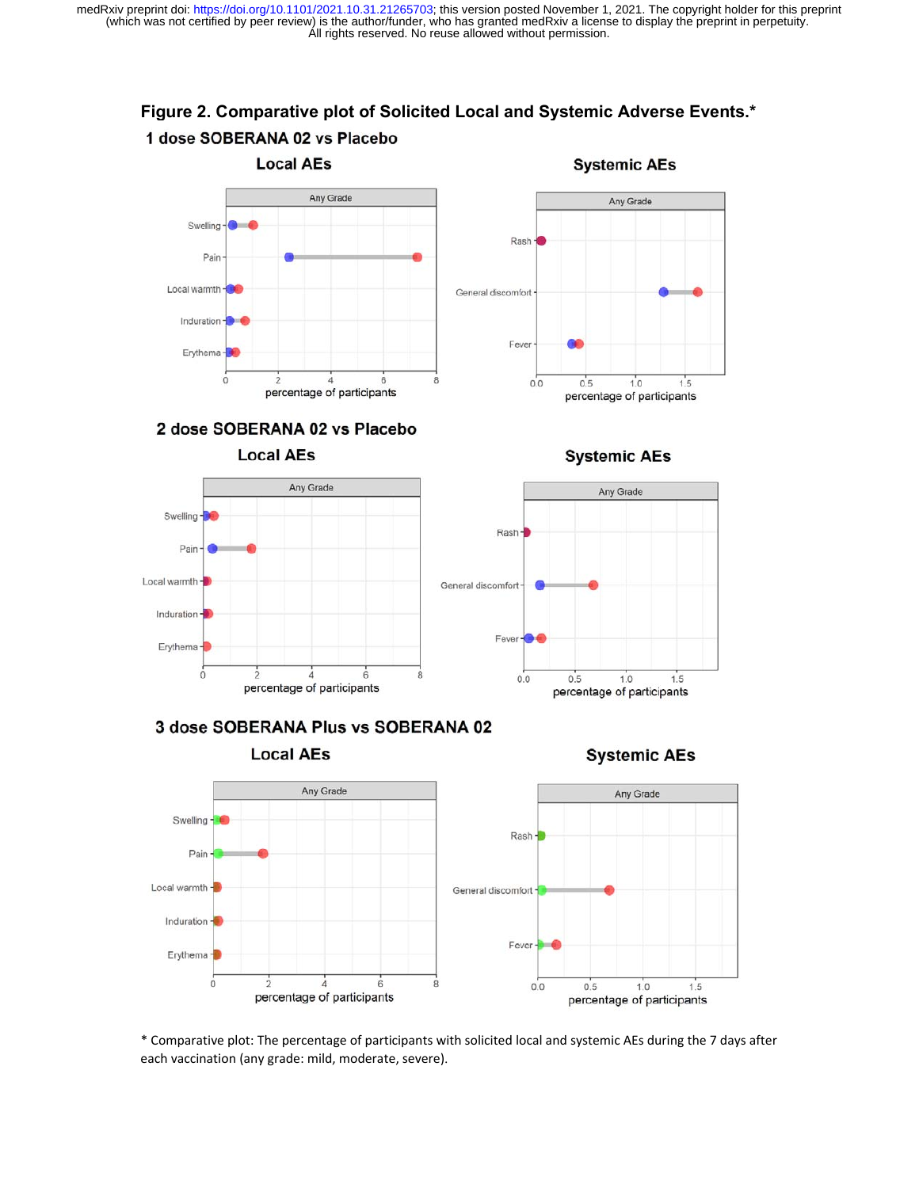**Figure 2. Comparative plot of Solicited Local and Systemic Adverse Events.***

**1 dose SOBERANA 02 vs Placebo**

**Local AEs**

Any Grade

Swelling
Pain
Local warmth
Induration
Erythema

0 2 4 6 8

percentage of participants

**Systemic AEs**

Any Grade

Rash
General discomfort
Fever

0.0 0.5 1.0 1.5

percentage of participants

**2 dose SOBERANA 02 vs Placebo**

**Local AEs**

Any Grade

Swelling
Pain
Local warmth
Induration
Erythema

0 2 4 6 8

percentage of participants

**Systemic AEs**

Any Grade

Rash
General discomfort
Fever

0.0 0.5 1.0 1.5

percentage of participants

**3 dose SOBERANA Plus vs SOBERANA 02**

**Local AEs**

Any Grade

Swelling
Pain
Local warmth
Induration
Erythema

0 2 4 6 8

percentage of participants

**Systemic AEs**

Any Grade

Rash
General discomfort
Fever

0.0 0.5 1.0 1.5

percentage of participants

* Comparative plot: The percentage of participants with solicited local and systemic AEs during the 7 days after each vaccination (any grade: mild, moderate, severe).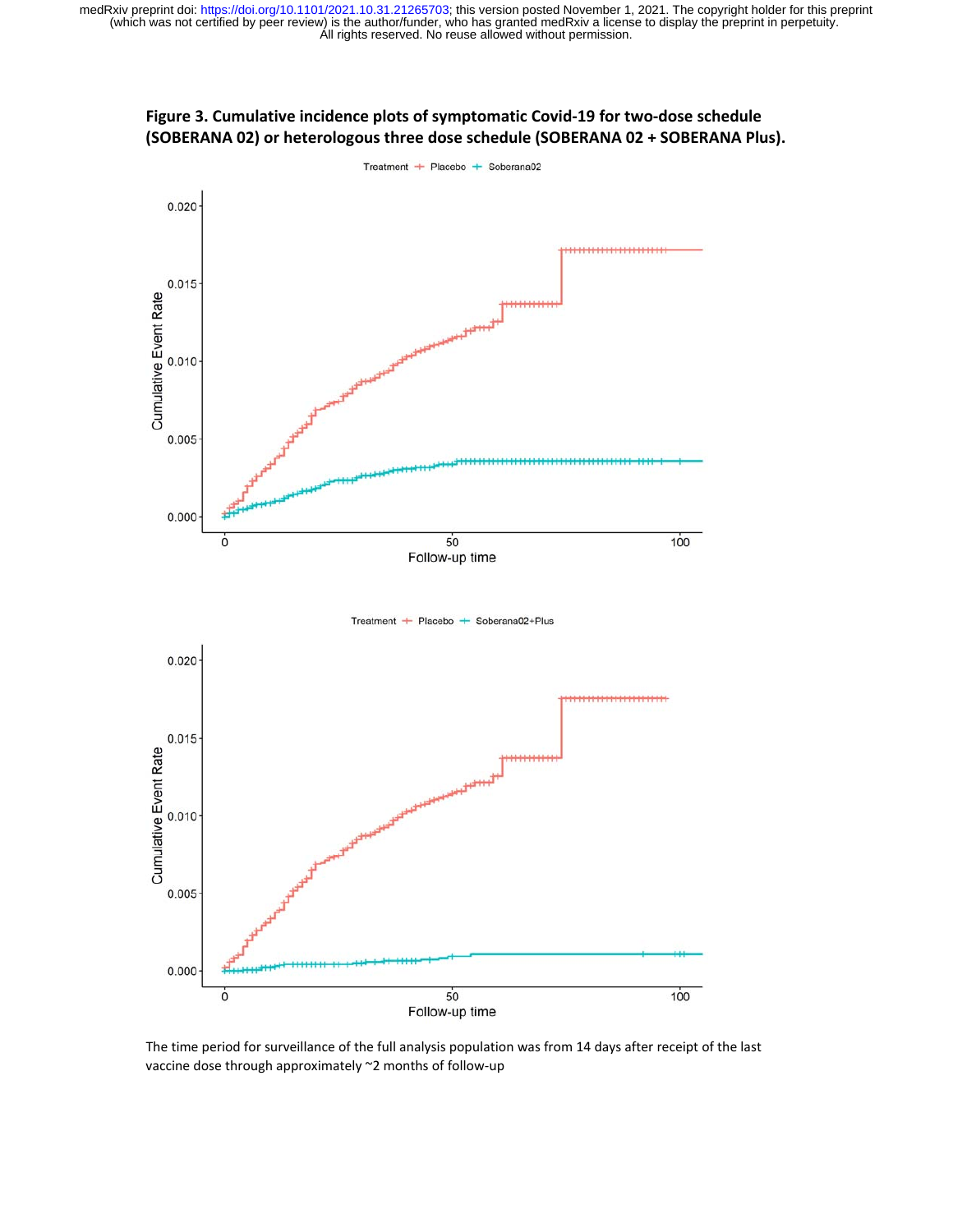**Figure 3. Cumulative incidence plots of symptomatic Covid-19 for two-dose schedule (SOBERANA 02) or heterologous three dose schedule (SOBERANA 02 + SOBERANA Plus).**

Treatment + Placebo + Soberana02

Cumulative Event Rate

0.020
0.015
0.010
0.005
0.000

0
50
100

Follow-up time

Treatment + Placebo + Soberena02+Plus

Cumulative Event Rate

0.020
0.015
0.010
0.005
0.000

0
50
100

Follow-up time

The time period for surveillance of the full analysis population was from 14 days after receipt of the last vaccine dose through approximately ~2 months of follow-up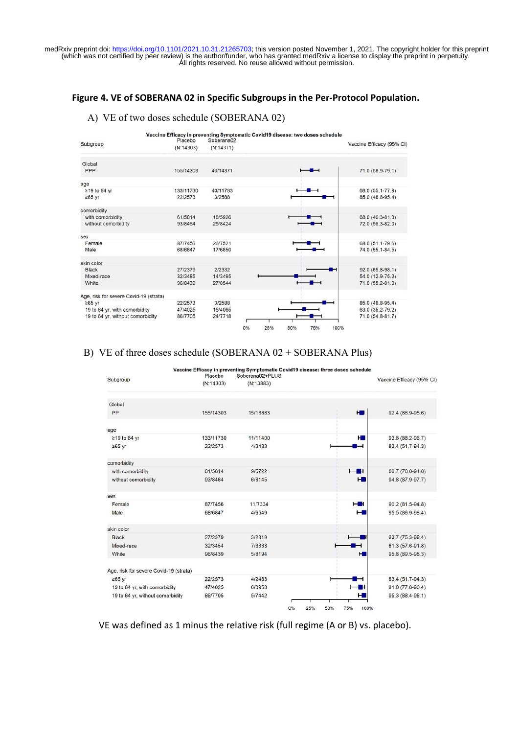**Figure 4. VE of SOBERANA 02 in Specific Subgroups in the Per-Protocol Population.**

A) VE of two doses schedule (SOBERANA 02)

Vaccine Efficacy in preventing Symptomatic Covid19 disease: two doses schedule

Subgroup Placebo (N:14303) Soberana02 (N:14371) Vaccine Efficacy (95% CI)

Global
PPP 155/14303 43/14371 71.0 (58.9-79.1)

age
≥19 to 64 yr 133/11730 40/11783 68.0 (55.1-77.9)
≥65 yr 22/2573 3/2588 85.0 (48.8-95.4)

comorbidity
with comorbidity 61/5814 18/5926 68.0 (46.3-81.3)
without comorbidity 93/8464 25/8424 72.0 (56.3-82.0)

sex
Female 87/7456 26/7521 68.0 (51.1-79.6)
Male 68/6847 17/6850 74.0 (55.1-84.5)

skin color
Black 27/2379 2/2332 92.0 (65.8-98.1)
Mixed-race 32/3485 14/3495 54.0 (12.9-75.2)
White 96/8439 27/8544 71.0 (55.2-81.0)

Age, risk for severe Covid-19 (strata)
≥65 yr 22/2573 3/2588 85.0 (48.8-95.4)
19 to 64 yr, with comorbidity 47/4025 16/4065 63.0 (35.2-79.2)
19 to 64 yr, without comorbidity 86/7705 24/7718 71.0 (54.8-81.7)

0% 25% 50% 75% 100%

B) VE of three doses schedule (SOBERANA 02 + SOBERANA Plus)

Vaccine Efficacy in preventing Symptomatic Covid19 disease: three doses schedule

Subgroup Placebo (N:14303) Soberana02+PLUS (N:13883) Vaccine Efficacy (95% CI)

Global
PP 155/14303 15/13883 92.4 (86.9-95.6)

age
≥19 to 64 yr 133/11730 11/11400 93.8 (88.2-96.7)
≥65 yr 22/2573 4/2483 83.4 (51.7-94.3)

comorbidity
with comorbidity 61/5814 9/5722 88.7 (76.6-94.6)
without comorbidity 93/8464 6/8145 94.8 (87.9-97.7)

sex
Female 87/7456 11/7334 90.2 (81.5-94.8)
Male 68/6847 4/6549 95.5 (86.9-98.4)

skin color
Black 27/2379 3/2319 93.7 (75.3-98.4)
Mixed-race 32/3454 7/3333 81.3 (57.6-91.8)
White 96/8439 5/8194 95.8 (89.5-98.3)

Age, risk for severe Covid-19 (strata)
≥65 yr 22/2573 4/2483 83.4 (51.7-94.3)
19 to 64 yr, with comorbidity 47/4025 6/3958 91.0 (77.8-96.4)
19 to 64 yr, without comorbidity 86/7705 5/7442 95.3 (88.4-98.1)

0% 25% 50% 75% 100%

VE was defined as 1 minus the relative risk (full regime (A or B) vs. placebo).